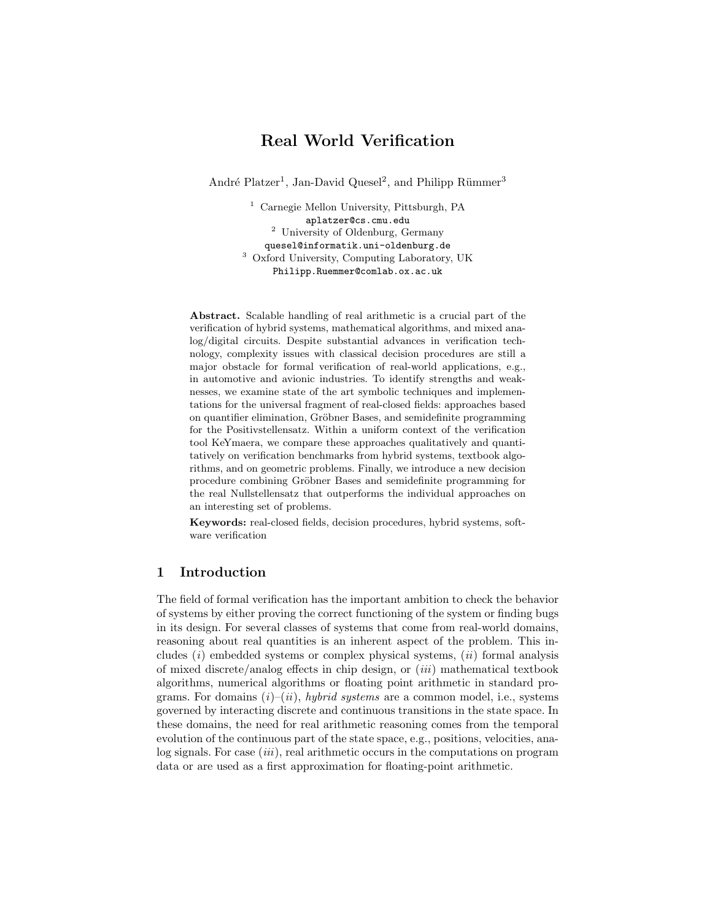# Real World Verification

André Platzer[1], Jan-David Quesel[2], and Philipp Rümmer[3]

[1] Carnegie Mellon University, Pittsburgh, PA
aplatzer@cs.cmu.edu
[2] University of Oldenburg, Germany
quesel@informatik.uni-oldenburg.de
[3] Oxford University, Computing Laboratory, UK
Philipp.Ruemmer@comlab.ox.ac.uk

**Abstract.** Scalable handling of real arithmetic is a crucial part of the verification of hybrid systems, mathematical algorithms, and mixed analog/digital circuits. Despite substantial advances in verification technology, complexity issues with classical decision procedures are still a major obstacle for formal verification of real-world applications, e.g., in automotive and avionic industries. To identify strengths and weaknesses, we examine state of the art symbolic techniques and implementations for the universal fragment of real-closed fields: approaches based on quantifier elimination, Gröbner Bases, and semidefinite programming for the Positivstellensatz. Within a uniform context of the verification tool KeYmaera, we compare these approaches qualitatively and quantitatively on verification benchmarks from hybrid systems, textbook algorithms, and on geometric problems. Finally, we introduce a new decision procedure combining Gröbner Bases and semidefinite programming for the real Nullstellensatz that outperforms the individual approaches on an interesting set of problems.

**Keywords:** real-closed fields, decision procedures, hybrid systems, software verification

## 1 Introduction

The field of formal verification has the important ambition to check the behavior of systems by either proving the correct functioning of the system or finding bugs in its design. For several classes of systems that come from real-world domains, reasoning about real quantities is an inherent aspect of the problem. This includes (*i*) embedded systems or complex physical systems, (*ii*) formal analysis of mixed discrete/analog effects in chip design, or (*iii*) mathematical textbook algorithms, numerical algorithms or floating point arithmetic in standard programs. For domains (*i*)–(*ii*), *hybrid systems* are a common model, i.e., systems governed by interacting discrete and continuous transitions in the state space. In these domains, the need for real arithmetic reasoning comes from the temporal evolution of the continuous part of the state space, e.g., positions, velocities, analog signals. For case (*iii*), real arithmetic occurs in the computations on program data or are used as a first approximation for floating-point arithmetic.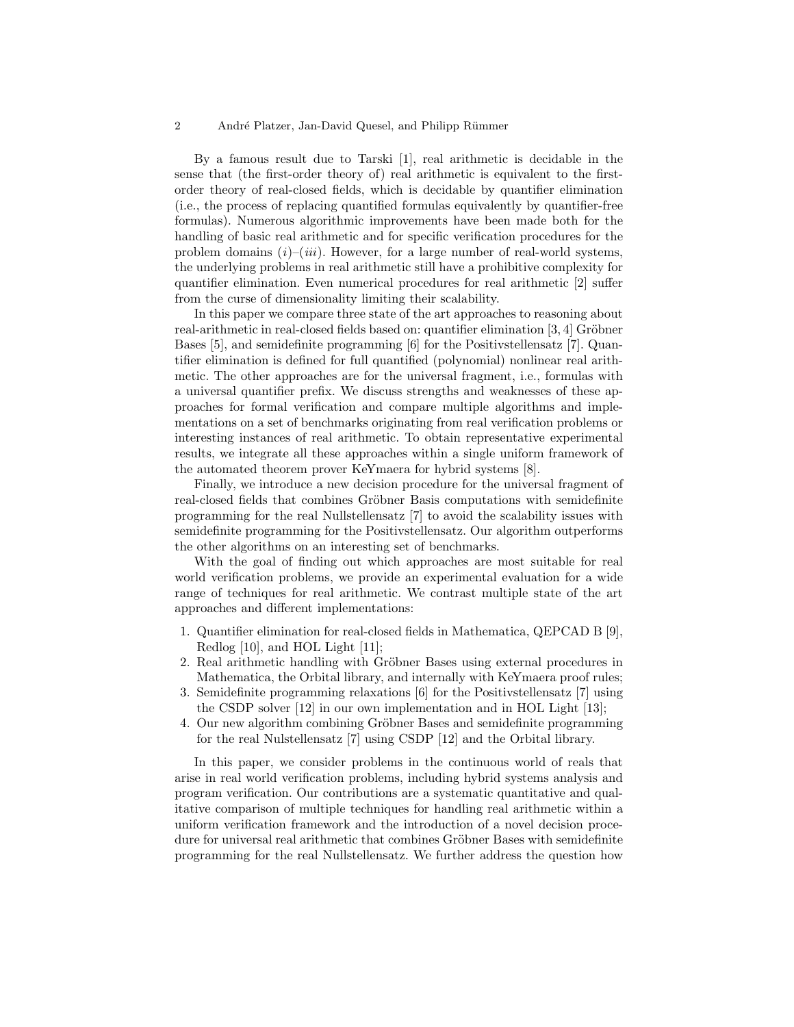By a famous result due to Tarski [1], real arithmetic is decidable in the sense that (the first-order theory of) real arithmetic is equivalent to the first-order theory of real-closed fields, which is decidable by quantifier elimination (i.e., the process of replacing quantified formulas equivalently by quantifier-free formulas). Numerous algorithmic improvements have been made both for the handling of basic real arithmetic and for specific verification procedures for the problem domains $(i)$–$(iii)$. However, for a large number of real-world systems, the underlying problems in real arithmetic still have a prohibitive complexity for quantifier elimination. Even numerical procedures for real arithmetic [2] suffer from the curse of dimensionality limiting their scalability.

In this paper we compare three state of the art approaches to reasoning about real-arithmetic in real-closed fields based on: quantifier elimination [3, 4] Gröbner Bases [5], and semidefinite programming [6] for the Positivstellensatz [7]. Quantifier elimination is defined for full quantified (polynomial) nonlinear real arithmetic. The other approaches are for the universal fragment, i.e., formulas with a universal quantifier prefix. We discuss strengths and weaknesses of these approaches for formal verification and compare multiple algorithms and implementations on a set of benchmarks originating from real verification problems or interesting instances of real arithmetic. To obtain representative experimental results, we integrate all these approaches within a single uniform framework of the automated theorem prover KeYmaera for hybrid systems [8].

Finally, we introduce a new decision procedure for the universal fragment of real-closed fields that combines Gröbner Basis computations with semidefinite programming for the real Nullstellensatz [7] to avoid the scalability issues with semidefinite programming for the Positivstellensatz. Our algorithm outperforms the other algorithms on an interesting set of benchmarks.

With the goal of finding out which approaches are most suitable for real world verification problems, we provide an experimental evaluation for a wide range of techniques for real arithmetic. We contrast multiple state of the art approaches and different implementations:

1. Quantifier elimination for real-closed fields in Mathematica, QEPCAD B [9], Redlog [10], and HOL Light [11];
2. Real arithmetic handling with Gröbner Bases using external procedures in Mathematica, the Orbital library, and internally with KeYmaera proof rules;
3. Semidefinite programming relaxations [6] for the Positivstellensatz [7] using the CSDP solver [12] in our own implementation and in HOL Light [13];
4. Our new algorithm combining Gröbner Bases and semidefinite programming for the real Nulstellensatz [7] using CSDP [12] and the Orbital library.

In this paper, we consider problems in the continuous world of reals that arise in real world verification problems, including hybrid systems analysis and program verification. Our contributions are a systematic quantitative and qualitative comparison of multiple techniques for handling real arithmetic within a uniform verification framework and the introduction of a novel decision procedure for universal real arithmetic that combines Gröbner Bases with semidefinite programming for the real Nullstellensatz. We further address the question how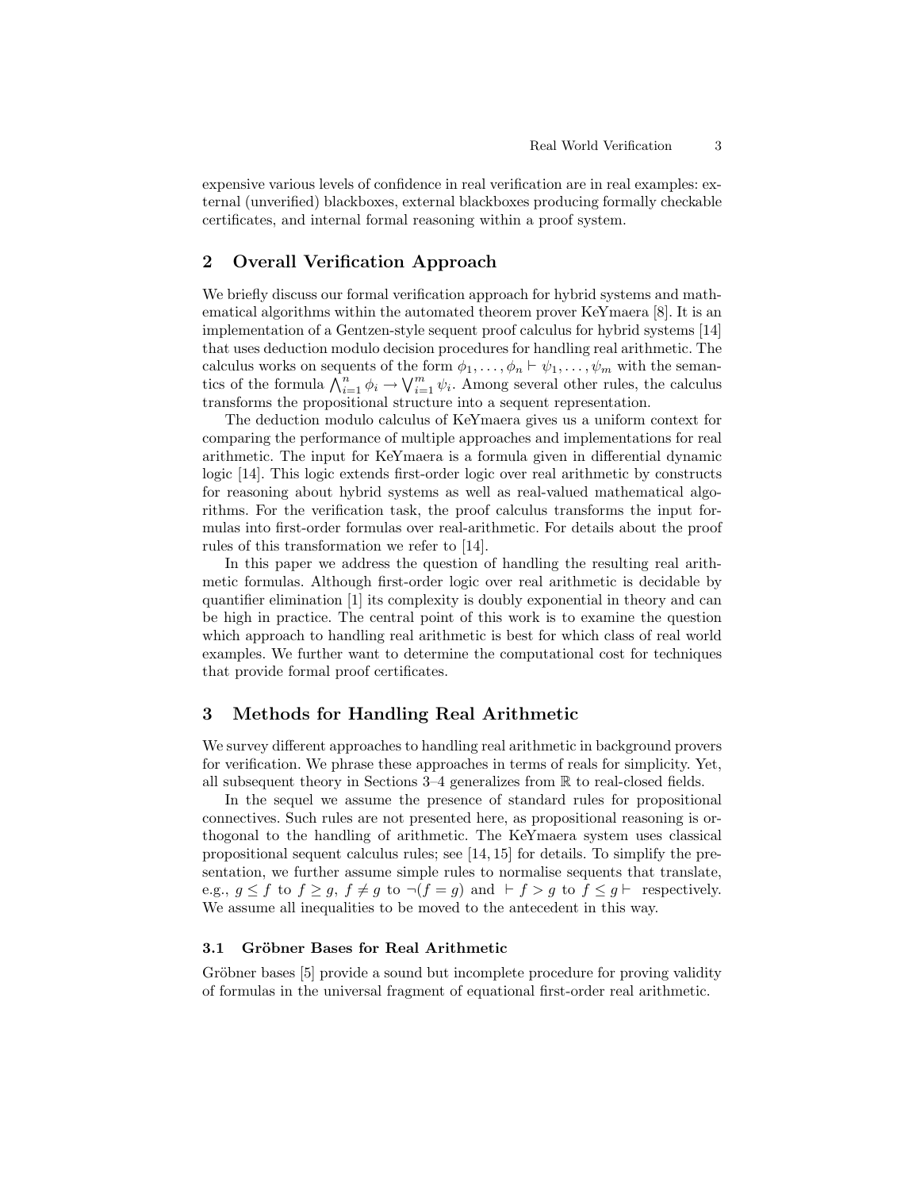expensive various levels of confidence in real verification are in real examples: external (unverified) blackboxes, external blackboxes producing formally checkable certificates, and internal formal reasoning within a proof system.

## 2 Overall Verification Approach

We briefly discuss our formal verification approach for hybrid systems and mathematical algorithms within the automated theorem prover KeYmaera [8]. It is an implementation of a Gentzen-style sequent proof calculus for hybrid systems [14] that uses deduction modulo decision procedures for handling real arithmetic. The calculus works on sequents of the form $\phi_1, \ldots, \phi_n \vdash \psi_1, \ldots, \psi_m$ with the semantics of the formula $\bigwedge_{i=1}^{n} \phi_i \rightarrow \bigvee_{i=1}^{m} \psi_i$. Among several other rules, the calculus transforms the propositional structure into a sequent representation.

The deduction modulo calculus of KeYmaera gives us a uniform context for comparing the performance of multiple approaches and implementations for real arithmetic. The input for KeYmaera is a formula given in differential dynamic logic [14]. This logic extends first-order logic over real arithmetic by constructs for reasoning about hybrid systems as well as real-valued mathematical algorithms. For the verification task, the proof calculus transforms the input formulas into first-order formulas over real-arithmetic. For details about the proof rules of this transformation we refer to [14].

In this paper we address the question of handling the resulting real arithmetic formulas. Although first-order logic over real arithmetic is decidable by quantifier elimination [1] its complexity is doubly exponential in theory and can be high in practice. The central point of this work is to examine the question which approach to handling real arithmetic is best for which class of real world examples. We further want to determine the computational cost for techniques that provide formal proof certificates.

## 3 Methods for Handling Real Arithmetic

We survey different approaches to handling real arithmetic in background provers for verification. We phrase these approaches in terms of reals for simplicity. Yet, all subsequent theory in Sections 3–4 generalizes from $\mathbb{R}$ to real-closed fields.

In the sequel we assume the presence of standard rules for propositional connectives. Such rules are not presented here, as propositional reasoning is orthogonal to the handling of arithmetic. The KeYmaera system uses classical propositional sequent calculus rules; see [14, 15] for details. To simplify the presentation, we further assume simple rules to normalise sequents that translate, e.g., $g \leq f$ to $f \geq g$, $f \neq g$ to $\neg(f = g)$ and $\vdash f > g$ to $f \leq g \vdash$ respectively. We assume all inequalities to be moved to the antecedent in this way.

### 3.1 Gröbner Bases for Real Arithmetic

Gröbner bases [5] provide a sound but incomplete procedure for proving validity of formulas in the universal fragment of equational first-order real arithmetic.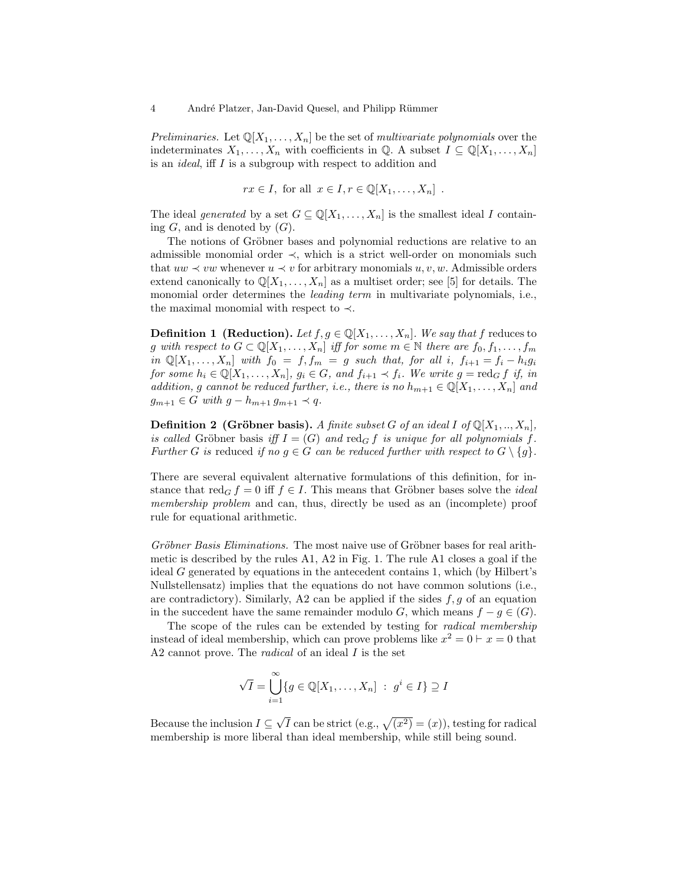*Preliminaries.* Let $\mathbb{Q}[X_1, \ldots, X_n]$ be the set of *multivariate polynomials* over the indeterminates $X_1, \ldots, X_n$ with coefficients in $\mathbb{Q}$. A subset $I \subseteq \mathbb{Q}[X_1, \ldots, X_n]$ is an *ideal*, iff $I$ is a subgroup with respect to addition and

$$rx \in I, \text{ for all } x \in I, r \in \mathbb{Q}[X_1, \ldots, X_n] \enspace .$$

The ideal *generated* by a set $G \subseteq \mathbb{Q}[X_1, \ldots, X_n]$ is the smallest ideal $I$ containing $G$, and is denoted by $(G)$.

The notions of Gröbner bases and polynomial reductions are relative to an admissible monomial order $\prec$, which is a strict well-order on monomials such that $uw \prec vw$ whenever $u \prec v$ for arbitrary monomials $u, v, w$. Admissible orders extend canonically to $\mathbb{Q}[X_1, \ldots, X_n]$ as a multiset order; see [5] for details. The monomial order determines the *leading term* in multivariate polynomials, i.e., the maximal monomial with respect to $\prec$.

**Definition 1 (Reduction).** *Let $f, g \in \mathbb{Q}[X_1, \ldots, X_n]$. We say that $f$* reduces to *$g$ with respect to $G \subset \mathbb{Q}[X_1, \ldots, X_n]$ iff for some $m \in \mathbb{N}$ there are $f_0, f_1, \ldots, f_m$ in $\mathbb{Q}[X_1, \ldots, X_n]$ with $f_0 = f, f_m = g$ such that, for all $i$, $f_{i+1} = f_i - h_i g_i$ for some $h_i \in \mathbb{Q}[X_1, \ldots, X_n]$, $g_i \in G$, and $f_{i+1} \prec f_i$. We write $g = \mathrm{red}_G f$ if, in addition, $g$ cannot be reduced further, i.e., there is no $h_{m+1} \in \mathbb{Q}[X_1, \ldots, X_n]$ and $g_{m+1} \in G$ with $g - h_{m+1} g_{m+1} \prec q$.*

**Definition 2 (Gröbner basis).** *A finite subset $G$ of an ideal $I$ of $\mathbb{Q}[X_1, .., X_n]$, is called* Gröbner basis *iff $I = (G)$ and $\mathrm{red}_G f$ is unique for all polynomials $f$. Further $G$ is* reduced *if no $g \in G$ can be reduced further with respect to $G \setminus \{g\}$.*

There are several equivalent alternative formulations of this definition, for instance that $\mathrm{red}_G f = 0$ iff $f \in I$. This means that Gröbner bases solve the *ideal membership problem* and can, thus, directly be used as an (incomplete) proof rule for equational arithmetic.

*Gröbner Basis Eliminations.* The most naive use of Gröbner bases for real arithmetic is described by the rules A1, A2 in Fig. 1. The rule A1 closes a goal if the ideal $G$ generated by equations in the antecedent contains 1, which (by Hilbert's Nullstellensatz) implies that the equations do not have common solutions (i.e., are contradictory). Similarly, A2 can be applied if the sides $f, g$ of an equation in the succedent have the same remainder modulo $G$, which means $f - g \in (G)$.

The scope of the rules can be extended by testing for *radical membership* instead of ideal membership, which can prove problems like $x^2 = 0 \vdash x = 0$ that A2 cannot prove. The *radical* of an ideal $I$ is the set

$$\sqrt{I} = \bigcup_{i=1}^{\infty} \{g \in \mathbb{Q}[X_1, \ldots, X_n] \;:\; g^i \in I\} \supseteq I$$

Because the inclusion $I \subseteq \sqrt{I}$ can be strict (e.g., $\sqrt{(x^2)} = (x)$), testing for radical membership is more liberal than ideal membership, while still being sound.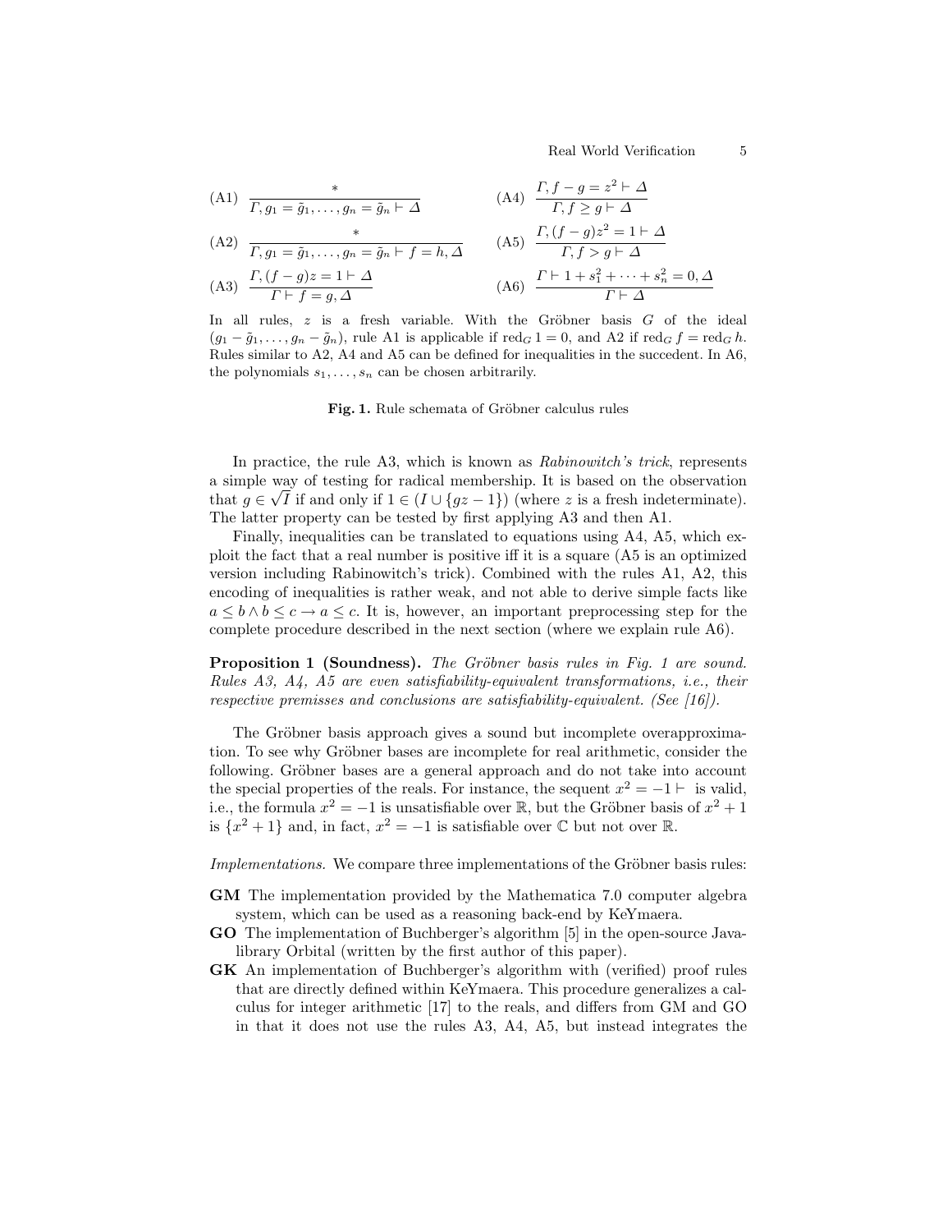$$\text{(A1)}\ \frac{*}{\Gamma, g_1 = \tilde{g}_1, \dots, g_n = \tilde{g}_n \vdash \Delta} \qquad \text{(A4)}\ \frac{\Gamma, f - g = z^2 \vdash \Delta}{\Gamma, f \geq g \vdash \Delta}$$

$$\text{(A2)}\ \frac{*}{\Gamma, g_1 = \tilde{g}_1, \dots, g_n = \tilde{g}_n \vdash f = h, \Delta} \qquad \text{(A5)}\ \frac{\Gamma, (f - g)z^2 = 1 \vdash \Delta}{\Gamma, f > g \vdash \Delta}$$

$$\text{(A3)}\ \frac{\Gamma, (f - g)z = 1 \vdash \Delta}{\Gamma \vdash f = g, \Delta} \qquad \text{(A6)}\ \frac{\Gamma \vdash 1 + s_1^2 + \cdots + s_n^2 = 0, \Delta}{\Gamma \vdash \Delta}$$

In all rules, $z$ is a fresh variable. With the Gröbner basis $G$ of the ideal $(g_1 - \tilde{g}_1, \dots, g_n - \tilde{g}_n)$, rule A1 is applicable if $\text{red}_G\, 1 = 0$, and A2 if $\text{red}_G\, f = \text{red}_G\, h$. Rules similar to A2, A4 and A5 can be defined for inequalities in the succedent. In A6, the polynomials $s_1, \dots, s_n$ can be chosen arbitrarily.

**Fig. 1.** Rule schemata of Gröbner calculus rules

In practice, the rule A3, which is known as *Rabinowitch's trick*, represents a simple way of testing for radical membership. It is based on the observation that $g \in \sqrt{I}$ if and only if $1 \in (I \cup \{gz - 1\})$ (where $z$ is a fresh indeterminate). The latter property can be tested by first applying A3 and then A1.

Finally, inequalities can be translated to equations using A4, A5, which exploit the fact that a real number is positive iff it is a square (A5 is an optimized version including Rabinowitch's trick). Combined with the rules A1, A2, this encoding of inequalities is rather weak, and not able to derive simple facts like $a \leq b \wedge b \leq c \rightarrow a \leq c$. It is, however, an important preprocessing step for the complete procedure described in the next section (where we explain rule A6).

**Proposition 1 (Soundness).** *The Gröbner basis rules in Fig. 1 are sound. Rules A3, A4, A5 are even satisfiability-equivalent transformations, i.e., their respective premisses and conclusions are satisfiability-equivalent. (See [16]).*

The Gröbner basis approach gives a sound but incomplete overapproximation. To see why Gröbner bases are incomplete for real arithmetic, consider the following. Gröbner bases are a general approach and do not take into account the special properties of the reals. For instance, the sequent $x^2 = -1 \vdash$ is valid, i.e., the formula $x^2 = -1$ is unsatisfiable over $\mathbb{R}$, but the Gröbner basis of $x^2 + 1$ is $\{x^2 + 1\}$ and, in fact, $x^2 = -1$ is satisfiable over $\mathbb{C}$ but not over $\mathbb{R}$.

*Implementations.* We compare three implementations of the Gröbner basis rules:

- **GM** The implementation provided by the Mathematica 7.0 computer algebra system, which can be used as a reasoning back-end by KeYmaera.
- **GO** The implementation of Buchberger's algorithm [5] in the open-source Java-library Orbital (written by the first author of this paper).
- **GK** An implementation of Buchberger's algorithm with (verified) proof rules that are directly defined within KeYmaera. This procedure generalizes a calculus for integer arithmetic [17] to the reals, and differs from GM and GO in that it does not use the rules A3, A4, A5, but instead integrates the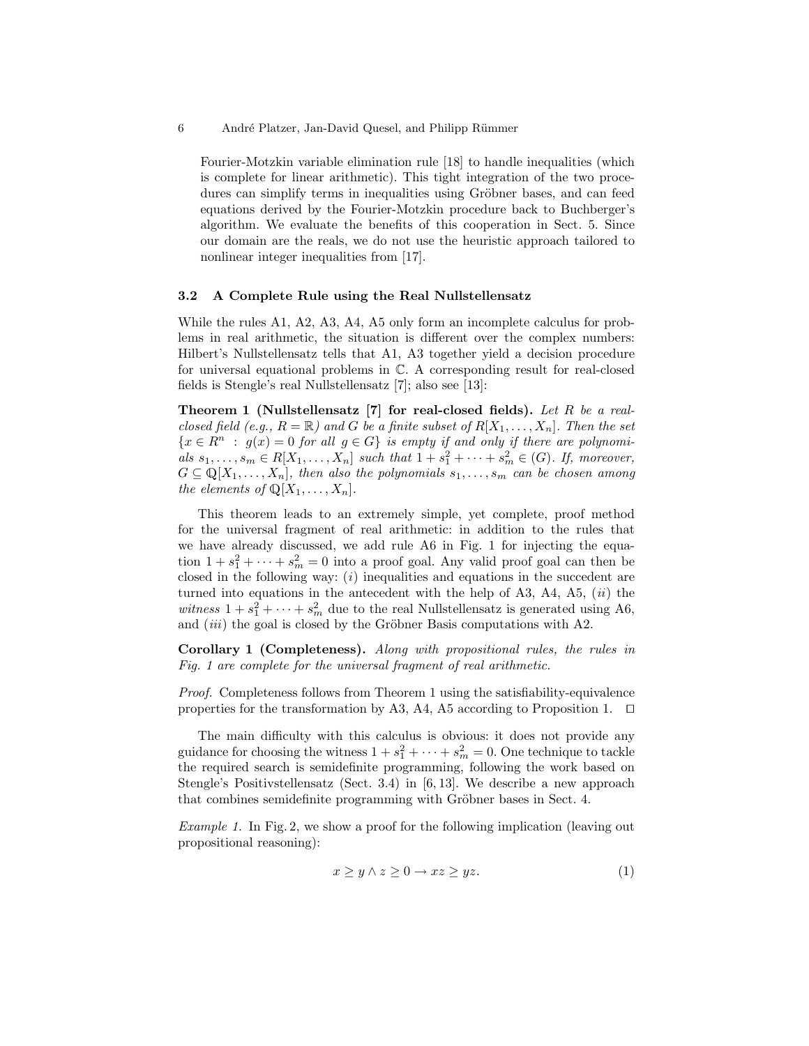Fourier-Motzkin variable elimination rule [18] to handle inequalities (which is complete for linear arithmetic). This tight integration of the two procedures can simplify terms in inequalities using Gröbner bases, and can feed equations derived by the Fourier-Motzkin procedure back to Buchberger's algorithm. We evaluate the benefits of this cooperation in Sect. 5. Since our domain are the reals, we do not use the heuristic approach tailored to nonlinear integer inequalities from [17].

### 3.2 A Complete Rule using the Real Nullstellensatz

While the rules A1, A2, A3, A4, A5 only form an incomplete calculus for problems in real arithmetic, the situation is different over the complex numbers: Hilbert's Nullstellensatz tells that A1, A3 together yield a decision procedure for universal equational problems in $\mathbb{C}$. A corresponding result for real-closed fields is Stengle's real Nullstellensatz [7]; also see [13]:

**Theorem 1 (Nullstellensatz [7] for real-closed fields).** *Let $R$ be a real-closed field (e.g., $R = \mathbb{R}$) and $G$ be a finite subset of $R[X_1, \ldots, X_n]$. Then the set $\{x \in R^n \ : \ g(x) = 0 \text{ for all } g \in G\}$ is empty if and only if there are polynomials $s_1, \ldots, s_m \in R[X_1, \ldots, X_n]$ such that $1 + s_1^2 + \cdots + s_m^2 \in (G)$. If, moreover, $G \subseteq \mathbb{Q}[X_1, \ldots, X_n]$, then also the polynomials $s_1, \ldots, s_m$ can be chosen among the elements of $\mathbb{Q}[X_1, \ldots, X_n]$.*

This theorem leads to an extremely simple, yet complete, proof method for the universal fragment of real arithmetic: in addition to the rules that we have already discussed, we add rule A6 in Fig. 1 for injecting the equation $1 + s_1^2 + \cdots + s_m^2 = 0$ into a proof goal. Any valid proof goal can then be closed in the following way: (*i*) inequalities and equations in the succedent are turned into equations in the antecedent with the help of A3, A4, A5, (*ii*) the *witness* $1 + s_1^2 + \cdots + s_m^2$ due to the real Nullstellensatz is generated using A6, and (*iii*) the goal is closed by the Gröbner Basis computations with A2.

**Corollary 1 (Completeness).** *Along with propositional rules, the rules in Fig. 1 are complete for the universal fragment of real arithmetic.*

*Proof.* Completeness follows from Theorem 1 using the satisfiability-equivalence properties for the transformation by A3, A4, A5 according to Proposition 1. □

The main difficulty with this calculus is obvious: it does not provide any guidance for choosing the witness $1 + s_1^2 + \cdots + s_m^2 = 0$. One technique to tackle the required search is semidefinite programming, following the work based on Stengle's Positivstellensatz (Sect. 3.4) in [6, 13]. We describe a new approach that combines semidefinite programming with Gröbner bases in Sect. 4.

*Example 1.* In Fig. 2, we show a proof for the following implication (leaving out propositional reasoning):

$$x \geq y \wedge z \geq 0 \rightarrow xz \geq yz. \tag{1}$$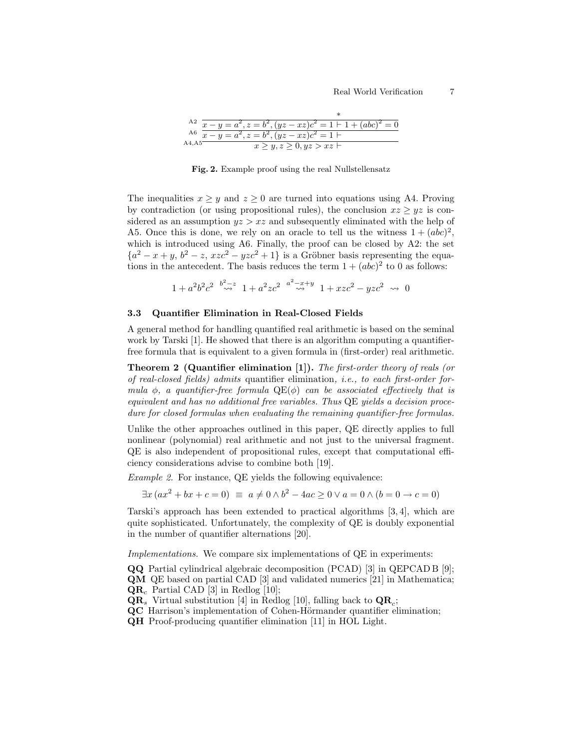$$
\cfrac{\cfrac{\cfrac{*}{x-y=a^2, z=b^2, (yz-xz)c^2=1 \vdash 1+(abc)^2=0}\text{A2}}{x-y=a^2, z=b^2, (yz-xz)c^2=1 \vdash}\text{A6}}{x \geq y, z \geq 0, yz > xz \vdash}\text{A4,A5}
$$

**Fig. 2.** Example proof using the real Nullstellensatz

The inequalities $x \geq y$ and $z \geq 0$ are turned into equations using A4. Proving by contradiction (or using propositional rules), the conclusion $xz \geq yz$ is considered as an assumption $yz > xz$ and subsequently eliminated with the help of A5. Once this is done, we rely on an oracle to tell us the witness $1 + (abc)^2$, which is introduced using A6. Finally, the proof can be closed by A2: the set $\{a^2 - x + y,\, b^2 - z,\, xzc^2 - yzc^2 + 1\}$ is a Gröbner basis representing the equations in the antecedent. The basis reduces the term $1 + (abc)^2$ to 0 as follows:

$$1 + a^2b^2c^2 \overset{b^2-z}{\rightsquigarrow} 1 + a^2zc^2 \overset{a^2-x+y}{\rightsquigarrow} 1 + xzc^2 - yzc^2 \rightsquigarrow 0$$

### 3.3 Quantifier Elimination in Real-Closed Fields

A general method for handling quantified real arithmetic is based on the seminal work by Tarski [1]. He showed that there is an algorithm computing a quantifier-free formula that is equivalent to a given formula in (first-order) real arithmetic.

**Theorem 2 (Quantifier elimination [1]).** *The first-order theory of reals (or of real-closed fields) admits* quantifier elimination*, i.e., to each first-order formula $\phi$, a quantifier-free formula $\mathrm{QE}(\phi)$ can be associated effectively that is equivalent and has no additional free variables. Thus* QE *yields a decision procedure for closed formulas when evaluating the remaining quantifier-free formulas.*

Unlike the other approaches outlined in this paper, QE directly applies to full nonlinear (polynomial) real arithmetic and not just to the universal fragment. QE is also independent of propositional rules, except that computational efficiency considerations advise to combine both [19].

*Example 2.* For instance, QE yields the following equivalence:

$$\exists x\, (ax^2 + bx + c = 0) \;\equiv\; a \neq 0 \land b^2 - 4ac \geq 0 \lor a = 0 \land (b = 0 \to c = 0)$$

Tarski's approach has been extended to practical algorithms [3, 4], which are quite sophisticated. Unfortunately, the complexity of QE is doubly exponential in the number of quantifier alternations [20].

*Implementations.* We compare six implementations of QE in experiments:

**QQ** Partial cylindrical algebraic decomposition (PCAD) [3] in QEPCAD B [9];
**QM** QE based on partial CAD [3] and validated numerics [21] in Mathematica;
$\mathbf{QR}_c$ Partial CAD [3] in Redlog [10];
$\mathbf{QR}_s$ Virtual substitution [4] in Redlog [10], falling back to $\mathbf{QR}_c$;
**QC** Harrison's implementation of Cohen-Hörmander quantifier elimination;
**QH** Proof-producing quantifier elimination [11] in HOL Light.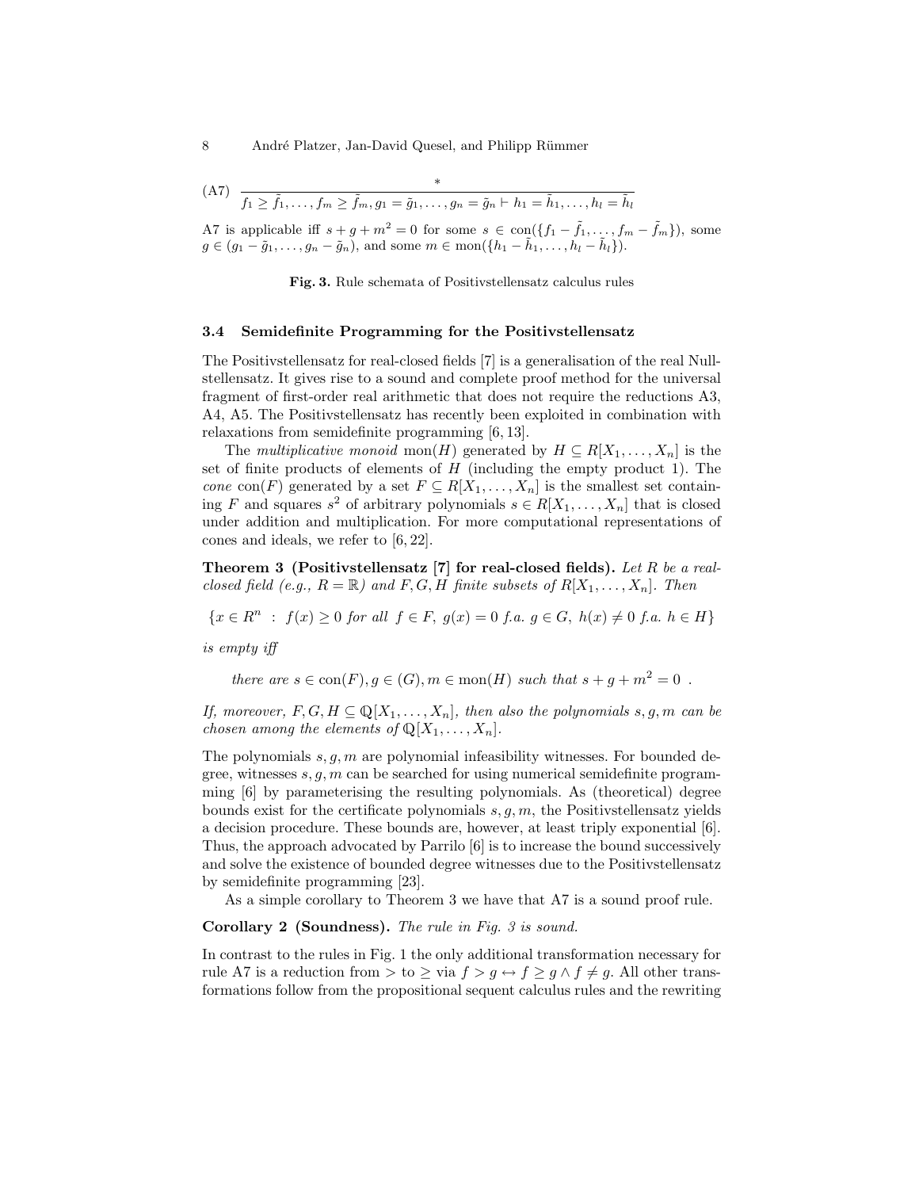$$\text{(A7)}\quad \frac{*}{f_1 \geq \tilde{f}_1, \ldots, f_m \geq \tilde{f}_m, g_1 = \tilde{g}_1, \ldots, g_n = \tilde{g}_n \vdash h_1 = \tilde{h}_1, \ldots, h_l = \tilde{h}_l}$$

A7 is applicable iff $s + g + m^2 = 0$ for some $s \in \text{con}(\{f_1 - \tilde{f}_1, \ldots, f_m - \tilde{f}_m\})$, some $g \in (g_1 - \tilde{g}_1, \ldots, g_n - \tilde{g}_n)$, and some $m \in \text{mon}(\{h_1 - \tilde{h}_1, \ldots, h_l - \tilde{h}_l\})$.

**Fig. 3.** Rule schemata of Positivstellensatz calculus rules

### 3.4 Semidefinite Programming for the Positivstellensatz

The Positivstellensatz for real-closed fields [7] is a generalisation of the real Nullstellensatz. It gives rise to a sound and complete proof method for the universal fragment of first-order real arithmetic that does not require the reductions A3, A4, A5. The Positivstellensatz has recently been exploited in combination with relaxations from semidefinite programming [6, 13].

The *multiplicative monoid* $\text{mon}(H)$ generated by $H \subseteq R[X_1, \ldots, X_n]$ is the set of finite products of elements of $H$ (including the empty product 1). The *cone* $\text{con}(F)$ generated by a set $F \subseteq R[X_1, \ldots, X_n]$ is the smallest set containing $F$ and squares $s^2$ of arbitrary polynomials $s \in R[X_1, \ldots, X_n]$ that is closed under addition and multiplication. For more computational representations of cones and ideals, we refer to [6, 22].

**Theorem 3 (Positivstellensatz [7] for real-closed fields).** *Let $R$ be a real-closed field (e.g., $R = \mathbb{R}$) and $F, G, H$ finite subsets of $R[X_1, \ldots, X_n]$. Then*

$$\{x \in R^n \; : \; f(x) \geq 0 \textit{ for all } f \in F, \; g(x) = 0 \textit{ f.a. } g \in G, \; h(x) \neq 0 \textit{ f.a. } h \in H\}$$

*is empty iff*

$$\textit{there are } s \in \text{con}(F), g \in (G), m \in \text{mon}(H) \textit{ such that } s + g + m^2 = 0 \;.$$

*If, moreover, $F, G, H \subseteq \mathbb{Q}[X_1, \ldots, X_n]$, then also the polynomials $s, g, m$ can be chosen among the elements of $\mathbb{Q}[X_1, \ldots, X_n]$.*

The polynomials $s, g, m$ are polynomial infeasibility witnesses. For bounded degree, witnesses $s, g, m$ can be searched for using numerical semidefinite programming [6] by parameterising the resulting polynomials. As (theoretical) degree bounds exist for the certificate polynomials $s, g, m$, the Positivstellensatz yields a decision procedure. These bounds are, however, at least triply exponential [6]. Thus, the approach advocated by Parrilo [6] is to increase the bound successively and solve the existence of bounded degree witnesses due to the Positivstellensatz by semidefinite programming [23].

As a simple corollary to Theorem 3 we have that A7 is a sound proof rule.

**Corollary 2 (Soundness).** *The rule in Fig. 3 is sound.*

In contrast to the rules in Fig. 1 the only additional transformation necessary for rule A7 is a reduction from $>$ to $\geq$ via $f > g \leftrightarrow f \geq g \wedge f \neq g$. All other transformations follow from the propositional sequent calculus rules and the rewriting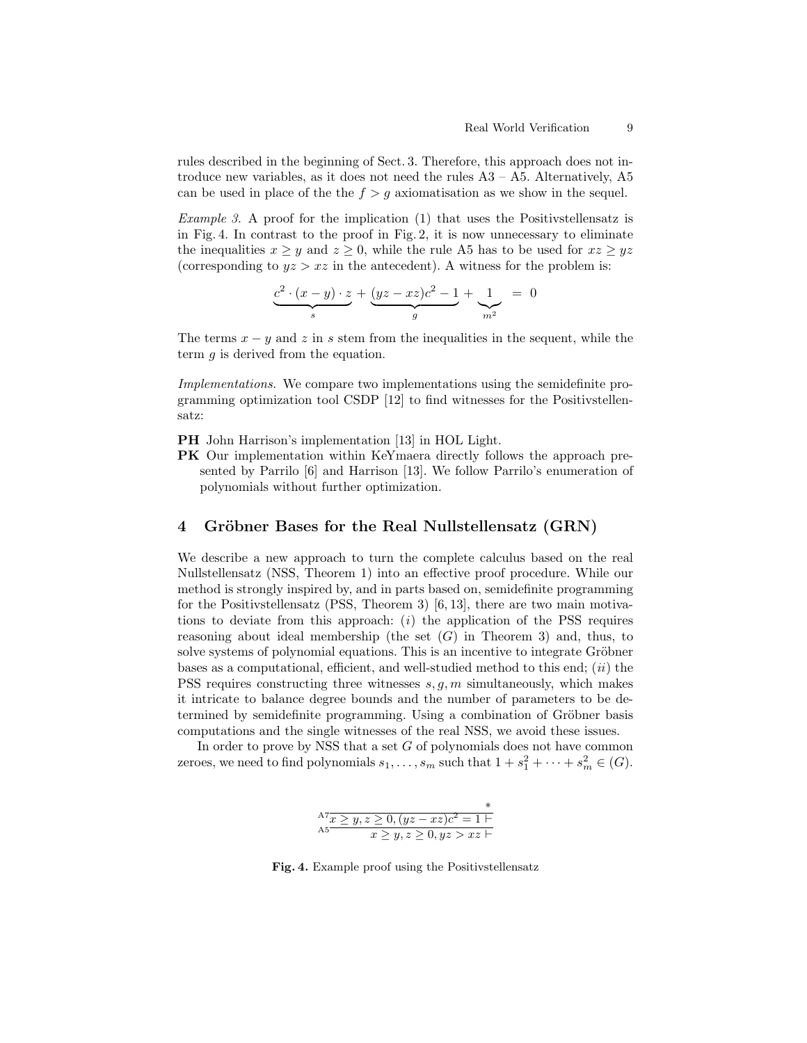rules described in the beginning of Sect. 3. Therefore, this approach does not introduce new variables, as it does not need the rules A3 – A5. Alternatively, A5 can be used in place of the the $f > g$ axiomatisation as we show in the sequel.

*Example 3.* A proof for the implication (1) that uses the Positivstellensatz is in Fig. 4. In contrast to the proof in Fig. 2, it is now unnecessary to eliminate the inequalities $x \geq y$ and $z \geq 0$, while the rule A5 has to be used for $xz \geq yz$ (corresponding to $yz > xz$ in the antecedent). A witness for the problem is:

$$\underbrace{c^2 \cdot (x-y) \cdot z}_{s} + \underbrace{(yz - xz)c^2 - 1}_{g} + \underbrace{1}_{m^2} \;=\; 0$$

The terms $x - y$ and $z$ in $s$ stem from the inequalities in the sequent, while the term $g$ is derived from the equation.

*Implementations.* We compare two implementations using the semidefinite programming optimization tool CSDP [12] to find witnesses for the Positivstellensatz:

**PH** John Harrison's implementation [13] in HOL Light.

**PK** Our implementation within KeYmaera directly follows the approach presented by Parrilo [6] and Harrison [13]. We follow Parrilo's enumeration of polynomials without further optimization.

## 4 Gröbner Bases for the Real Nullstellensatz (GRN)

We describe a new approach to turn the complete calculus based on the real Nullstellensatz (NSS, Theorem 1) into an effective proof procedure. While our method is strongly inspired by, and in parts based on, semidefinite programming for the Positivstellensatz (PSS, Theorem 3) [6, 13], there are two main motivations to deviate from this approach: ($i$) the application of the PSS requires reasoning about ideal membership (the set $(G)$ in Theorem 3) and, thus, to solve systems of polynomial equations. This is an incentive to integrate Gröbner bases as a computational, efficient, and well-studied method to this end; ($ii$) the PSS requires constructing three witnesses $s, g, m$ simultaneously, which makes it intricate to balance degree bounds and the number of parameters to be determined by semidefinite programming. Using a combination of Gröbner basis computations and the single witnesses of the real NSS, we avoid these issues.

In order to prove by NSS that a set $G$ of polynomials does not have common zeroes, we need to find polynomials $s_1, \ldots, s_m$ such that $1 + s_1^2 + \cdots + s_m^2 \in (G)$.

$$\dfrac{\dfrac{*}{x \geq y, z \geq 0, (yz - xz)c^2 = 1 \vdash}\,\text{A7}}{x \geq y, z \geq 0, yz > xz \vdash}\,\text{A5}$$

**Fig. 4.** Example proof using the Positivstellensatz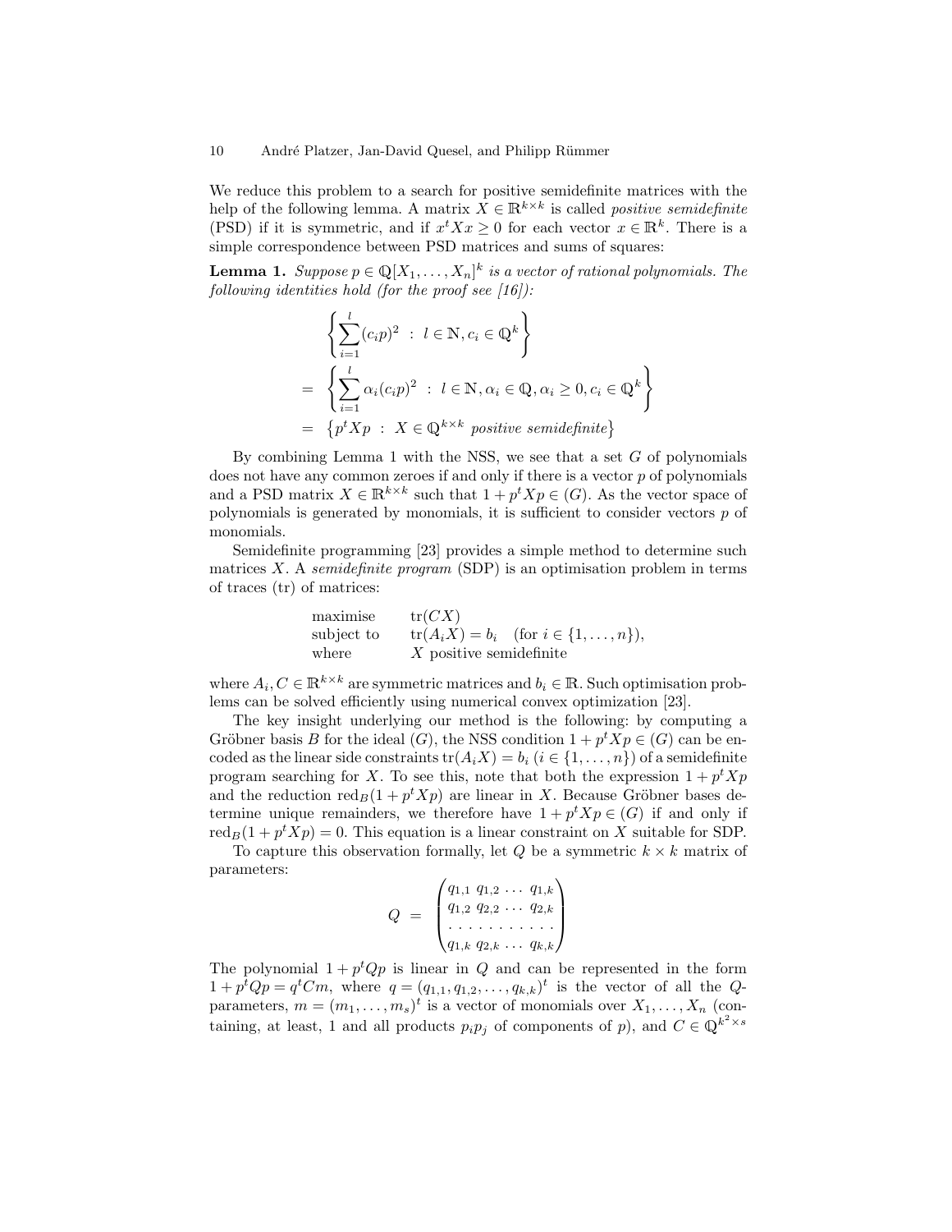We reduce this problem to a search for positive semidefinite matrices with the help of the following lemma. A matrix $X \in \mathbb{R}^{k\times k}$ is called *positive semidefinite* (PSD) if it is symmetric, and if $x^t X x \geq 0$ for each vector $x \in \mathbb{R}^k$. There is a simple correspondence between PSD matrices and sums of squares:

**Lemma 1.** *Suppose $p \in \mathbb{Q}[X_1, \ldots, X_n]^k$ is a vector of rational polynomials. The following identities hold (for the proof see [16]):*

$$
\begin{aligned}
&\left\{ \sum_{i=1}^{l} (c_i p)^2 \;:\; l \in \mathbb{N}, c_i \in \mathbb{Q}^k \right\} \\
=\;& \left\{ \sum_{i=1}^{l} \alpha_i (c_i p)^2 \;:\; l \in \mathbb{N}, \alpha_i \in \mathbb{Q}, \alpha_i \geq 0, c_i \in \mathbb{Q}^k \right\} \\
=\;& \left\{ p^t X p \;:\; X \in \mathbb{Q}^{k\times k} \text{ positive semidefinite} \right\}
\end{aligned}
$$

By combining Lemma 1 with the NSS, we see that a set $G$ of polynomials does not have any common zeroes if and only if there is a vector $p$ of polynomials and a PSD matrix $X \in \mathbb{R}^{k\times k}$ such that $1 + p^t X p \in (G)$. As the vector space of polynomials is generated by monomials, it is sufficient to consider vectors $p$ of monomials.

Semidefinite programming [23] provides a simple method to determine such matrices $X$. A *semidefinite program* (SDP) is an optimisation problem in terms of traces (tr) of matrices:

$$
\begin{array}{ll}
\text{maximise} & \mathrm{tr}(CX) \\
\text{subject to} & \mathrm{tr}(A_i X) = b_i \quad (\text{for } i \in \{1, \ldots, n\}), \\
\text{where} & X \text{ positive semidefinite}
\end{array}
$$

where $A_i, C \in \mathbb{R}^{k\times k}$ are symmetric matrices and $b_i \in \mathbb{R}$. Such optimisation problems can be solved efficiently using numerical convex optimization [23].

The key insight underlying our method is the following: by computing a Gröbner basis $B$ for the ideal $(G)$, the NSS condition $1 + p^t X p \in (G)$ can be encoded as the linear side constraints $\mathrm{tr}(A_i X) = b_i$ ($i \in \{1, \ldots, n\}$) of a semidefinite program searching for $X$. To see this, note that both the expression $1 + p^t X p$ and the reduction $\mathrm{red}_B(1 + p^t X p)$ are linear in $X$. Because Gröbner bases determine unique remainders, we therefore have $1 + p^t X p \in (G)$ if and only if $\mathrm{red}_B(1 + p^t X p) = 0$. This equation is a linear constraint on $X$ suitable for SDP.

To capture this observation formally, let $Q$ be a symmetric $k \times k$ matrix of parameters:

$$
Q \;=\; \begin{pmatrix}
q_{1,1} & q_{1,2} & \cdots & q_{1,k} \\
q_{1,2} & q_{2,2} & \cdots & q_{2,k} \\
\cdots & \cdots & \cdots & \cdots \\
q_{1,k} & q_{2,k} & \cdots & q_{k,k}
\end{pmatrix}
$$

The polynomial $1 + p^t Q p$ is linear in $Q$ and can be represented in the form $1 + p^t Q p = q^t C m$, where $q = (q_{1,1}, q_{1,2}, \ldots, q_{k,k})^t$ is the vector of all the $Q$-parameters, $m = (m_1, \ldots, m_s)^t$ is a vector of monomials over $X_1, \ldots, X_n$ (containing, at least, 1 and all products $p_i p_j$ of components of $p$), and $C \in \mathbb{Q}^{k^2\times s}$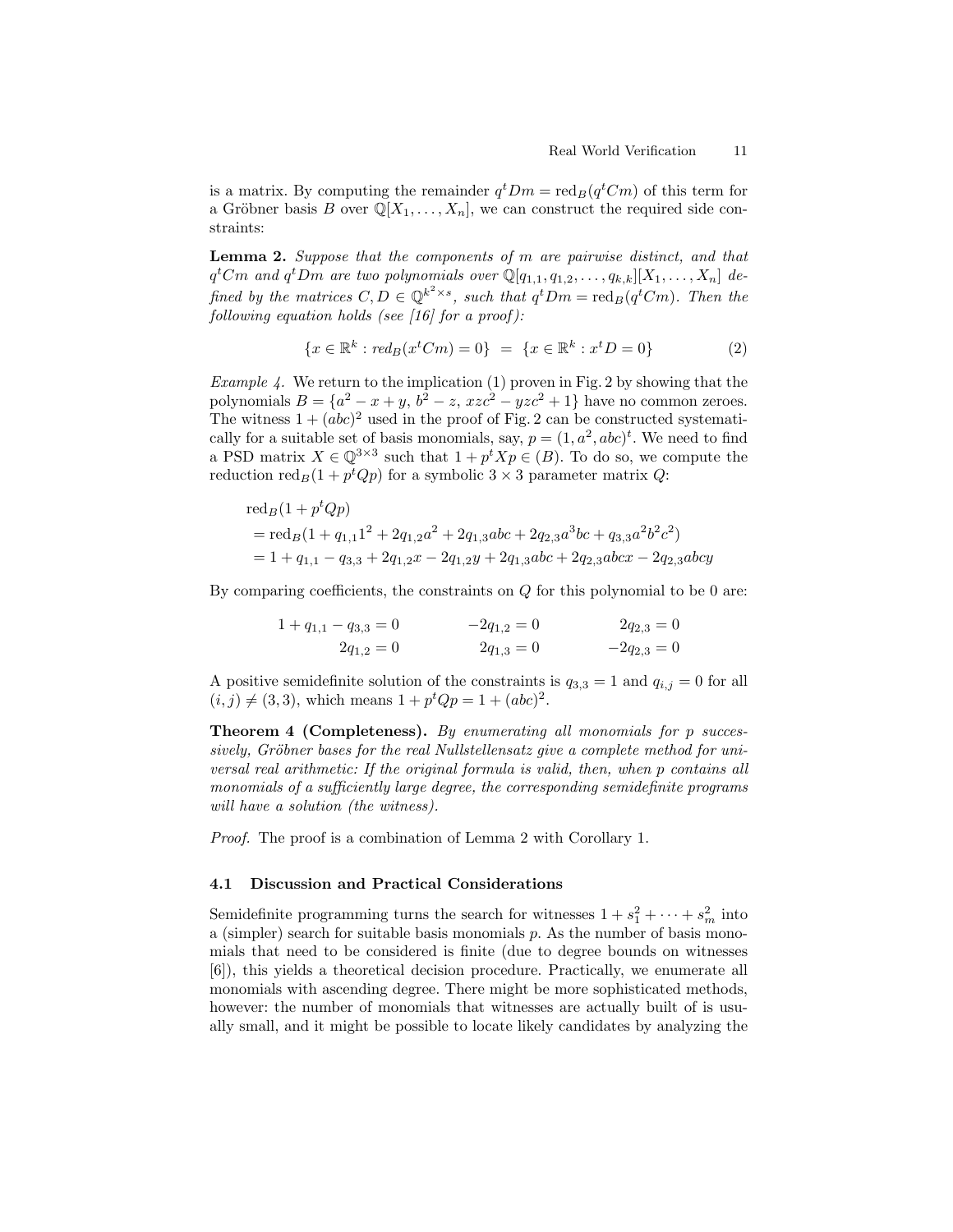is a matrix. By computing the remainder $q^t D m = \mathrm{red}_B(q^t C m)$ of this term for a Gröbner basis $B$ over $\mathbb{Q}[X_1, \ldots, X_n]$, we can construct the required side constraints:

**Lemma 2.** *Suppose that the components of $m$ are pairwise distinct, and that $q^t C m$ and $q^t D m$ are two polynomials over $\mathbb{Q}[q_{1,1}, q_{1,2}, \ldots, q_{k,k}][X_1, \ldots, X_n]$ defined by the matrices $C, D \in \mathbb{Q}^{k^2 \times s}$, such that $q^t D m = \mathrm{red}_B(q^t C m)$. Then the following equation holds (see [16] for a proof):*

$$\{x \in \mathbb{R}^k : red_B(x^t C m) = 0\} \;=\; \{x \in \mathbb{R}^k : x^t D = 0\} \tag{2}$$

*Example 4.* We return to the implication (1) proven in Fig. 2 by showing that the polynomials $B = \{a^2 - x + y,\, b^2 - z,\, xzc^2 - yzc^2 + 1\}$ have no common zeroes. The witness $1 + (abc)^2$ used in the proof of Fig. 2 can be constructed systematically for a suitable set of basis monomials, say, $p = (1, a^2, abc)^t$. We need to find a PSD matrix $X \in \mathbb{Q}^{3\times 3}$ such that $1 + p^t X p \in (B)$. To do so, we compute the reduction $\mathrm{red}_B(1 + p^t Q p)$ for a symbolic $3 \times 3$ parameter matrix $Q$:

$$
\begin{aligned}
&\mathrm{red}_B(1 + p^t Q p)\\
&= \mathrm{red}_B(1 + q_{1,1}1^2 + 2q_{1,2}a^2 + 2q_{1,3}abc + 2q_{2,3}a^3bc + q_{3,3}a^2b^2c^2)\\
&= 1 + q_{1,1} - q_{3,3} + 2q_{1,2}x - 2q_{1,2}y + 2q_{1,3}abc + 2q_{2,3}abcx - 2q_{2,3}abcy
\end{aligned}
$$

By comparing coefficients, the constraints on $Q$ for this polynomial to be 0 are:

$$
\begin{array}{ccc}
1 + q_{1,1} - q_{3,3} = 0 & -2q_{1,2} = 0 & 2q_{2,3} = 0\\
2q_{1,2} = 0 & 2q_{1,3} = 0 & -2q_{2,3} = 0
\end{array}
$$

A positive semidefinite solution of the constraints is $q_{3,3} = 1$ and $q_{i,j} = 0$ for all $(i, j) \neq (3, 3)$, which means $1 + p^t Q p = 1 + (abc)^2$.

**Theorem 4 (Completeness).** *By enumerating all monomials for $p$ successively, Gröbner bases for the real Nullstellensatz give a complete method for universal real arithmetic: If the original formula is valid, then, when $p$ contains all monomials of a sufficiently large degree, the corresponding semidefinite programs will have a solution (the witness).*

*Proof.* The proof is a combination of Lemma 2 with Corollary 1.

### 4.1 Discussion and Practical Considerations

Semidefinite programming turns the search for witnesses $1 + s_1^2 + \cdots + s_m^2$ into a (simpler) search for suitable basis monomials $p$. As the number of basis monomials that need to be considered is finite (due to degree bounds on witnesses [6]), this yields a theoretical decision procedure. Practically, we enumerate all monomials with ascending degree. There might be more sophisticated methods, however: the number of monomials that witnesses are actually built of is usually small, and it might be possible to locate likely candidates by analyzing the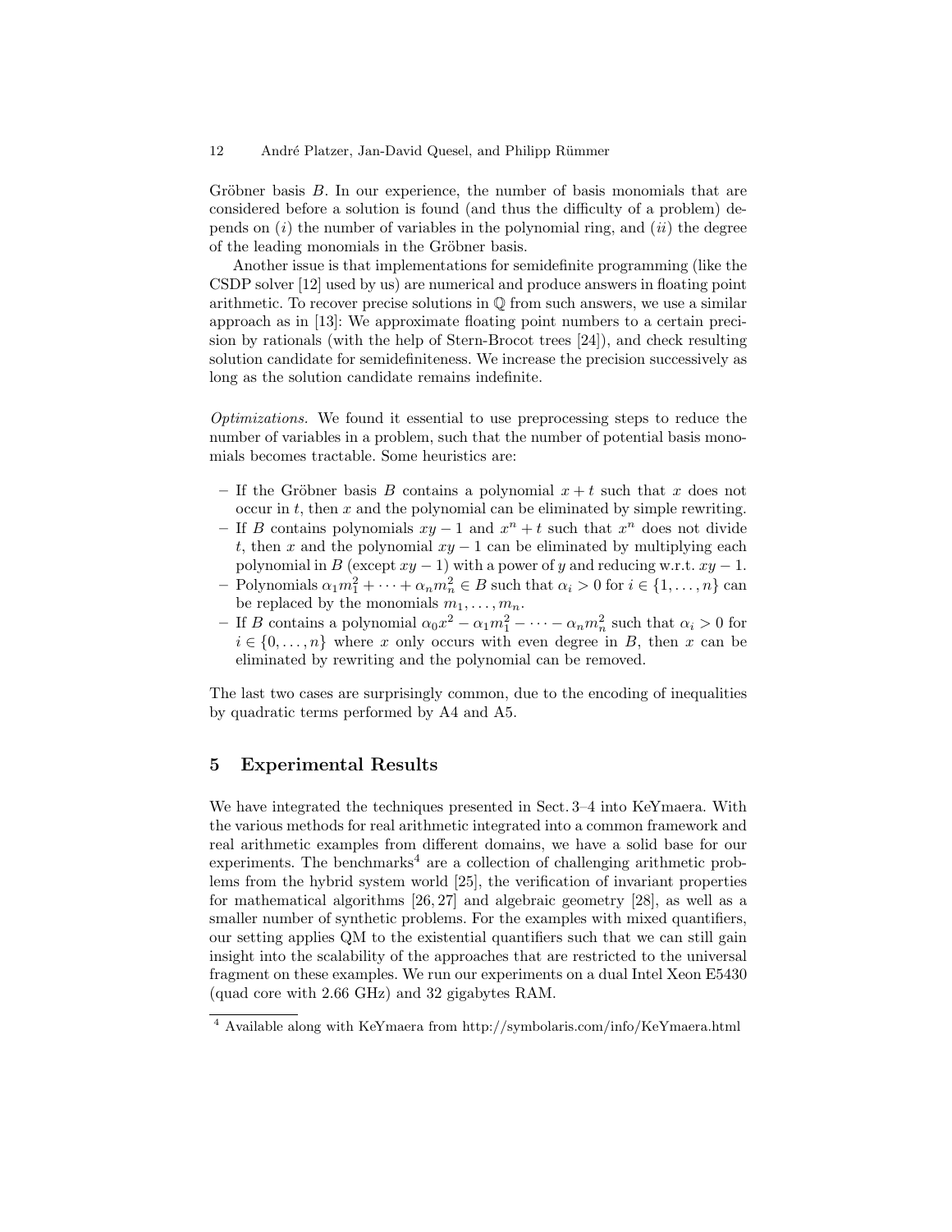Gröbner basis $B$. In our experience, the number of basis monomials that are considered before a solution is found (and thus the difficulty of a problem) depends on $(i)$ the number of variables in the polynomial ring, and $(ii)$ the degree of the leading monomials in the Gröbner basis.

Another issue is that implementations for semidefinite programming (like the CSDP solver [12] used by us) are numerical and produce answers in floating point arithmetic. To recover precise solutions in $\mathbb{Q}$ from such answers, we use a similar approach as in [13]: We approximate floating point numbers to a certain precision by rationals (with the help of Stern-Brocot trees [24]), and check resulting solution candidate for semidefiniteness. We increase the precision successively as long as the solution candidate remains indefinite.

*Optimizations.* We found it essential to use preprocessing steps to reduce the number of variables in a problem, such that the number of potential basis monomials becomes tractable. Some heuristics are:

- If the Gröbner basis $B$ contains a polynomial $x + t$ such that $x$ does not occur in $t$, then $x$ and the polynomial can be eliminated by simple rewriting.
- If $B$ contains polynomials $xy - 1$ and $x^n + t$ such that $x^n$ does not divide $t$, then $x$ and the polynomial $xy - 1$ can be eliminated by multiplying each polynomial in $B$ (except $xy - 1$) with a power of $y$ and reducing w.r.t. $xy - 1$.
- Polynomials $\alpha_1 m_1^2 + \cdots + \alpha_n m_n^2 \in B$ such that $\alpha_i > 0$ for $i \in \{1, \ldots, n\}$ can be replaced by the monomials $m_1, \ldots, m_n$.
- If $B$ contains a polynomial $\alpha_0 x^2 - \alpha_1 m_1^2 - \cdots - \alpha_n m_n^2$ such that $\alpha_i > 0$ for $i \in \{0, \ldots, n\}$ where $x$ only occurs with even degree in $B$, then $x$ can be eliminated by rewriting and the polynomial can be removed.

The last two cases are surprisingly common, due to the encoding of inequalities by quadratic terms performed by A4 and A5.

## 5 Experimental Results

We have integrated the techniques presented in Sect. 3–4 into KeYmaera. With the various methods for real arithmetic integrated into a common framework and real arithmetic examples from different domains, we have a solid base for our experiments. The benchmarks[4] are a collection of challenging arithmetic problems from the hybrid system world [25], the verification of invariant properties for mathematical algorithms [26, 27] and algebraic geometry [28], as well as a smaller number of synthetic problems. For the examples with mixed quantifiers, our setting applies QM to the existential quantifiers such that we can still gain insight into the scalability of the approaches that are restricted to the universal fragment on these examples. We run our experiments on a dual Intel Xeon E5430 (quad core with 2.66 GHz) and 32 gigabytes RAM.

[4] Available along with KeYmaera from http://symbolaris.com/info/KeYmaera.html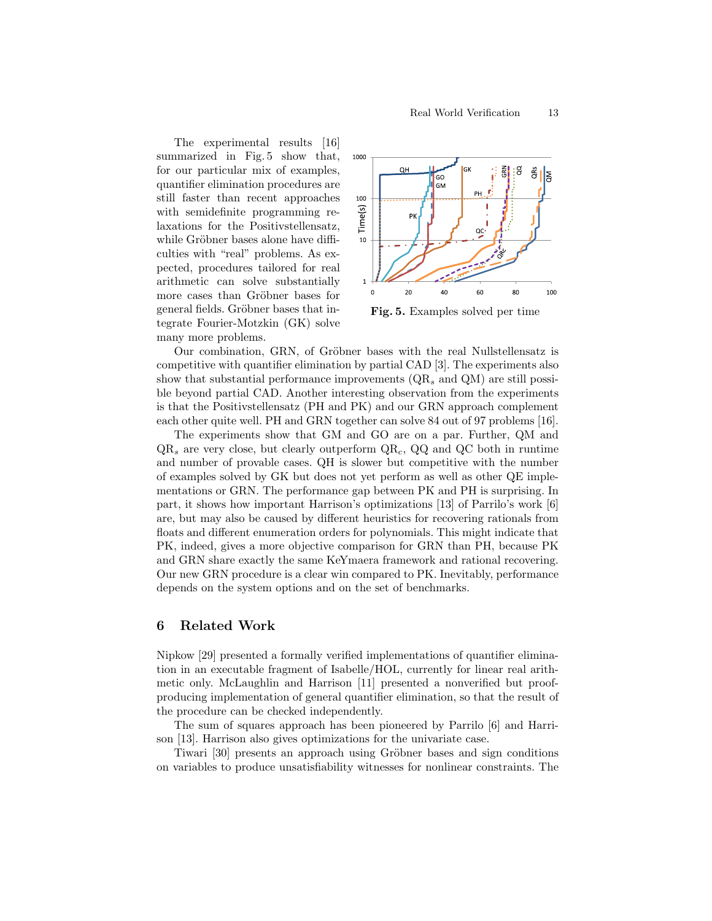The experimental results [16] summarized in Fig. 5 show that, for our particular mix of examples, quantifier elimination procedures are still faster than recent approaches with semidefinite programming relaxations for the Positivstellensatz, while Gröbner bases alone have difficulties with "real" problems. As expected, procedures tailored for real arithmetic can solve substantially more cases than Gröbner bases for general fields. Gröbner bases that integrate Fourier-Motzkin (GK) solve many more problems.

**Fig. 5.** Examples solved per time

Our combination, GRN, of Gröbner bases with the real Nullstellensatz is competitive with quantifier elimination by partial CAD [3]. The experiments also show that substantial performance improvements ($QR_s$ and QM) are still possible beyond partial CAD. Another interesting observation from the experiments is that the Positivstellensatz (PH and PK) and our GRN approach complement each other quite well. PH and GRN together can solve 84 out of 97 problems [16].

The experiments show that GM and GO are on a par. Further, QM and $QR_s$ are very close, but clearly outperform $QR_c$, QQ and QC both in runtime and number of provable cases. QH is slower but competitive with the number of examples solved by GK but does not yet perform as well as other QE implementations or GRN. The performance gap between PK and PH is surprising. In part, it shows how important Harrison's optimizations [13] of Parrilo's work [6] are, but may also be caused by different heuristics for recovering rationals from floats and different enumeration orders for polynomials. This might indicate that PK, indeed, gives a more objective comparison for GRN than PH, because PK and GRN share exactly the same KeYmaera framework and rational recovering. Our new GRN procedure is a clear win compared to PK. Inevitably, performance depends on the system options and on the set of benchmarks.

## 6 Related Work

Nipkow [29] presented a formally verified implementations of quantifier elimination in an executable fragment of Isabelle/HOL, currently for linear real arithmetic only. McLaughlin and Harrison [11] presented a nonverified but proof-producing implementation of general quantifier elimination, so that the result of the procedure can be checked independently.

The sum of squares approach has been pioneered by Parrilo [6] and Harrison [13]. Harrison also gives optimizations for the univariate case.

Tiwari [30] presents an approach using Gröbner bases and sign conditions on variables to produce unsatisfiability witnesses for nonlinear constraints. The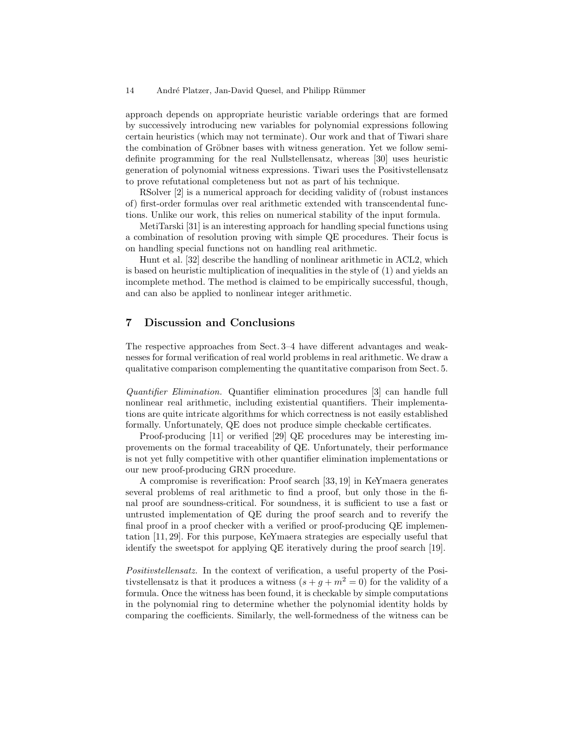approach depends on appropriate heuristic variable orderings that are formed by successively introducing new variables for polynomial expressions following certain heuristics (which may not terminate). Our work and that of Tiwari share the combination of Gröbner bases with witness generation. Yet we follow semi-definite programming for the real Nullstellensatz, whereas [30] uses heuristic generation of polynomial witness expressions. Tiwari uses the Positivstellensatz to prove refutational completeness but not as part of his technique.

RSolver [2] is a numerical approach for deciding validity of (robust instances of) first-order formulas over real arithmetic extended with transcendental functions. Unlike our work, this relies on numerical stability of the input formula.

MetiTarski [31] is an interesting approach for handling special functions using a combination of resolution proving with simple QE procedures. Their focus is on handling special functions not on handling real arithmetic.

Hunt et al. [32] describe the handling of nonlinear arithmetic in ACL2, which is based on heuristic multiplication of inequalities in the style of (1) and yields an incomplete method. The method is claimed to be empirically successful, though, and can also be applied to nonlinear integer arithmetic.

## 7 Discussion and Conclusions

The respective approaches from Sect. 3–4 have different advantages and weaknesses for formal verification of real world problems in real arithmetic. We draw a qualitative comparison complementing the quantitative comparison from Sect. 5.

*Quantifier Elimination.* Quantifier elimination procedures [3] can handle full nonlinear real arithmetic, including existential quantifiers. Their implementations are quite intricate algorithms for which correctness is not easily established formally. Unfortunately, QE does not produce simple checkable certificates.

Proof-producing [11] or verified [29] QE procedures may be interesting improvements on the formal traceability of QE. Unfortunately, their performance is not yet fully competitive with other quantifier elimination implementations or our new proof-producing GRN procedure.

A compromise is reverification: Proof search [33, 19] in KeYmaera generates several problems of real arithmetic to find a proof, but only those in the final proof are soundness-critical. For soundness, it is sufficient to use a fast or untrusted implementation of QE during the proof search and to reverify the final proof in a proof checker with a verified or proof-producing QE implementation [11, 29]. For this purpose, KeYmaera strategies are especially useful that identify the sweetspot for applying QE iteratively during the proof search [19].

*Positivstellensatz.* In the context of verification, a useful property of the Positivstellensatz is that it produces a witness ($s + g + m^2 = 0$) for the validity of a formula. Once the witness has been found, it is checkable by simple computations in the polynomial ring to determine whether the polynomial identity holds by comparing the coefficients. Similarly, the well-formedness of the witness can be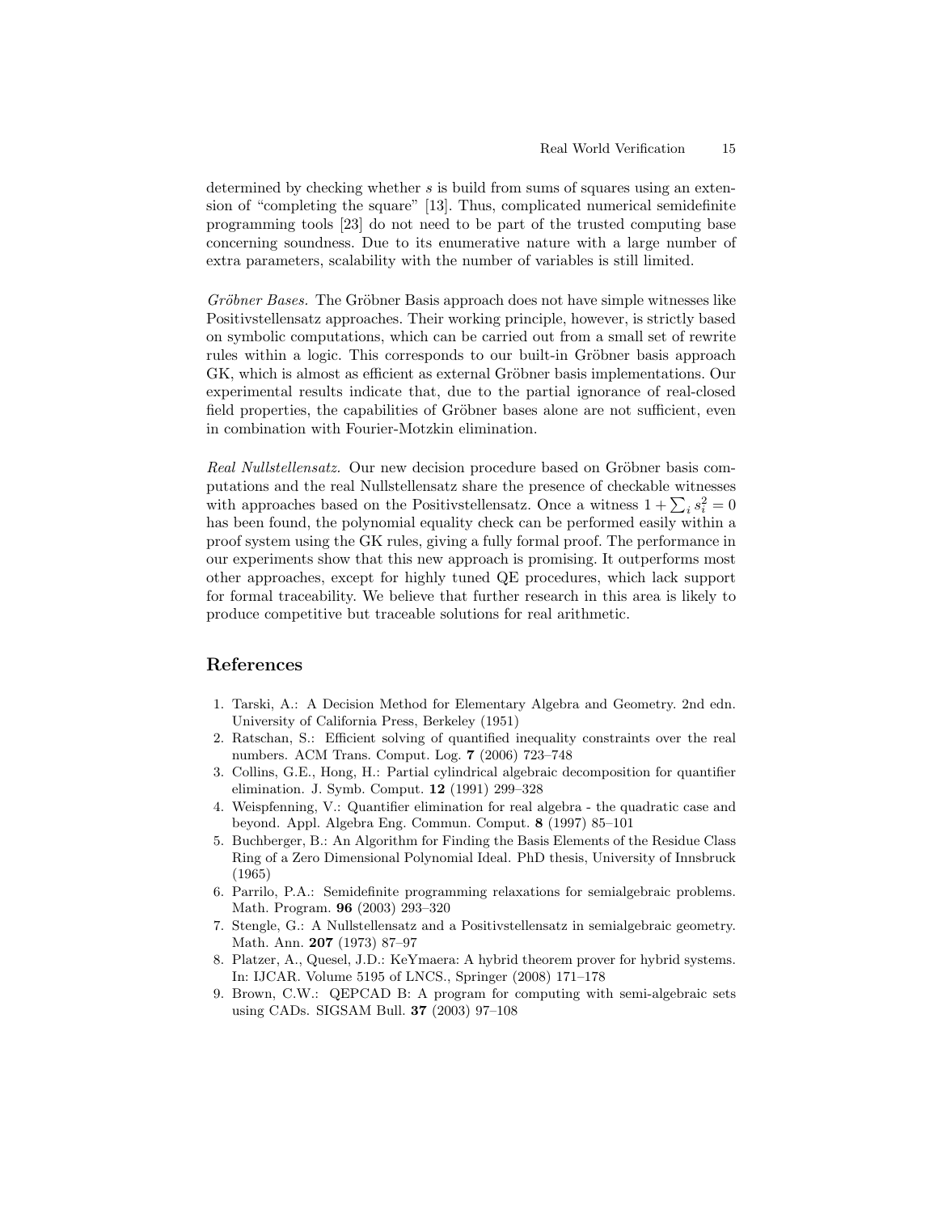determined by checking whether $s$ is build from sums of squares using an extension of "completing the square" [13]. Thus, complicated numerical semidefinite programming tools [23] do not need to be part of the trusted computing base concerning soundness. Due to its enumerative nature with a large number of extra parameters, scalability with the number of variables is still limited.

*Gröbner Bases.* The Gröbner Basis approach does not have simple witnesses like Positivstellensatz approaches. Their working principle, however, is strictly based on symbolic computations, which can be carried out from a small set of rewrite rules within a logic. This corresponds to our built-in Gröbner basis approach GK, which is almost as efficient as external Gröbner basis implementations. Our experimental results indicate that, due to the partial ignorance of real-closed field properties, the capabilities of Gröbner bases alone are not sufficient, even in combination with Fourier-Motzkin elimination.

*Real Nullstellensatz.* Our new decision procedure based on Gröbner basis computations and the real Nullstellensatz share the presence of checkable witnesses with approaches based on the Positivstellensatz. Once a witness $1 + \sum_i s_i^2 = 0$ has been found, the polynomial equality check can be performed easily within a proof system using the GK rules, giving a fully formal proof. The performance in our experiments show that this new approach is promising. It outperforms most other approaches, except for highly tuned QE procedures, which lack support for formal traceability. We believe that further research in this area is likely to produce competitive but traceable solutions for real arithmetic.

## References

1. Tarski, A.: A Decision Method for Elementary Algebra and Geometry. 2nd edn. University of California Press, Berkeley (1951)
2. Ratschan, S.: Efficient solving of quantified inequality constraints over the real numbers. ACM Trans. Comput. Log. **7** (2006) 723–748
3. Collins, G.E., Hong, H.: Partial cylindrical algebraic decomposition for quantifier elimination. J. Symb. Comput. **12** (1991) 299–328
4. Weispfenning, V.: Quantifier elimination for real algebra - the quadratic case and beyond. Appl. Algebra Eng. Commun. Comput. **8** (1997) 85–101
5. Buchberger, B.: An Algorithm for Finding the Basis Elements of the Residue Class Ring of a Zero Dimensional Polynomial Ideal. PhD thesis, University of Innsbruck (1965)
6. Parrilo, P.A.: Semidefinite programming relaxations for semialgebraic problems. Math. Program. **96** (2003) 293–320
7. Stengle, G.: A Nullstellensatz and a Positivstellensatz in semialgebraic geometry. Math. Ann. **207** (1973) 87–97
8. Platzer, A., Quesel, J.D.: KeYmaera: A hybrid theorem prover for hybrid systems. In: IJCAR. Volume 5195 of LNCS., Springer (2008) 171–178
9. Brown, C.W.: QEPCAD B: A program for computing with semi-algebraic sets using CADs. SIGSAM Bull. **37** (2003) 97–108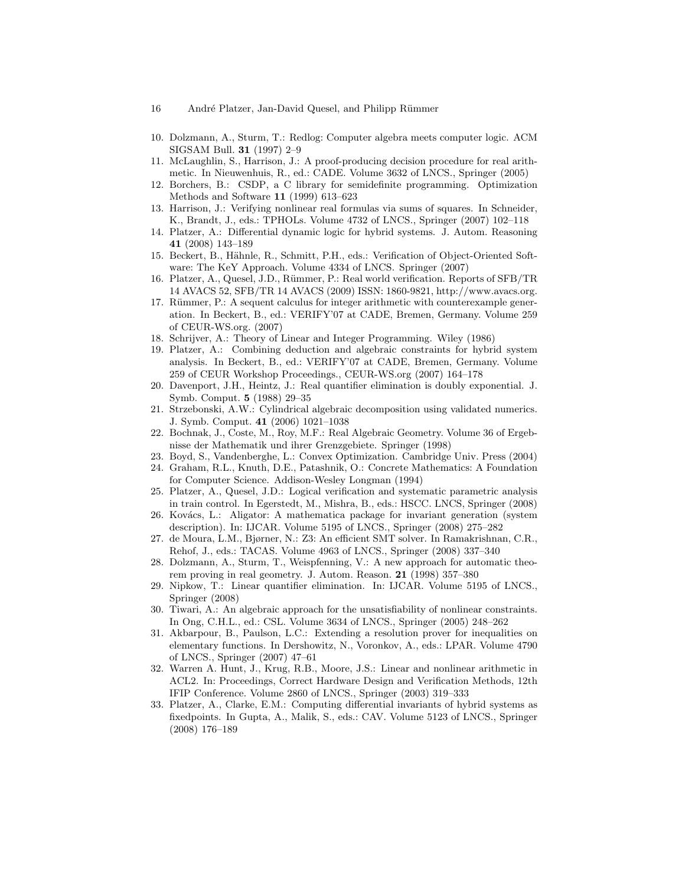10. Dolzmann, A., Sturm, T.: Redlog: Computer algebra meets computer logic. ACM SIGSAM Bull. **31** (1997) 2–9
11. McLaughlin, S., Harrison, J.: A proof-producing decision procedure for real arithmetic. In Nieuwenhuis, R., ed.: CADE. Volume 3632 of LNCS., Springer (2005)
12. Borchers, B.: CSDP, a C library for semidefinite programming. Optimization Methods and Software **11** (1999) 613–623
13. Harrison, J.: Verifying nonlinear real formulas via sums of squares. In Schneider, K., Brandt, J., eds.: TPHOLs. Volume 4732 of LNCS., Springer (2007) 102–118
14. Platzer, A.: Differential dynamic logic for hybrid systems. J. Autom. Reasoning **41** (2008) 143–189
15. Beckert, B., Hähnle, R., Schmitt, P.H., eds.: Verification of Object-Oriented Software: The KeY Approach. Volume 4334 of LNCS. Springer (2007)
16. Platzer, A., Quesel, J.D., Rümmer, P.: Real world verification. Reports of SFB/TR 14 AVACS 52, SFB/TR 14 AVACS (2009) ISSN: 1860-9821, http://www.avacs.org.
17. Rümmer, P.: A sequent calculus for integer arithmetic with counterexample generation. In Beckert, B., ed.: VERIFY'07 at CADE, Bremen, Germany. Volume 259 of CEUR-WS.org. (2007)
18. Schrijver, A.: Theory of Linear and Integer Programming. Wiley (1986)
19. Platzer, A.: Combining deduction and algebraic constraints for hybrid system analysis. In Beckert, B., ed.: VERIFY'07 at CADE, Bremen, Germany. Volume 259 of CEUR Workshop Proceedings., CEUR-WS.org (2007) 164–178
20. Davenport, J.H., Heintz, J.: Real quantifier elimination is doubly exponential. J. Symb. Comput. **5** (1988) 29–35
21. Strzebonski, A.W.: Cylindrical algebraic decomposition using validated numerics. J. Symb. Comput. **41** (2006) 1021–1038
22. Bochnak, J., Coste, M., Roy, M.F.: Real Algebraic Geometry. Volume 36 of Ergebnisse der Mathematik und ihrer Grenzgebiete. Springer (1998)
23. Boyd, S., Vandenberghe, L.: Convex Optimization. Cambridge Univ. Press (2004)
24. Graham, R.L., Knuth, D.E., Patashnik, O.: Concrete Mathematics: A Foundation for Computer Science. Addison-Wesley Longman (1994)
25. Platzer, A., Quesel, J.D.: Logical verification and systematic parametric analysis in train control. In Egerstedt, M., Mishra, B., eds.: HSCC. LNCS, Springer (2008)
26. Kovács, L.: Aligator: A mathematica package for invariant generation (system description). In: IJCAR. Volume 5195 of LNCS., Springer (2008) 275–282
27. de Moura, L.M., Bjørner, N.: Z3: An efficient SMT solver. In Ramakrishnan, C.R., Rehof, J., eds.: TACAS. Volume 4963 of LNCS., Springer (2008) 337–340
28. Dolzmann, A., Sturm, T., Weispfenning, V.: A new approach for automatic theorem proving in real geometry. J. Autom. Reason. **21** (1998) 357–380
29. Nipkow, T.: Linear quantifier elimination. In: IJCAR. Volume 5195 of LNCS., Springer (2008)
30. Tiwari, A.: An algebraic approach for the unsatisfiability of nonlinear constraints. In Ong, C.H.L., ed.: CSL. Volume 3634 of LNCS., Springer (2005) 248–262
31. Akbarpour, B., Paulson, L.C.: Extending a resolution prover for inequalities on elementary functions. In Dershowitz, N., Voronkov, A., eds.: LPAR. Volume 4790 of LNCS., Springer (2007) 47–61
32. Warren A. Hunt, J., Krug, R.B., Moore, J.S.: Linear and nonlinear arithmetic in ACL2. In: Proceedings, Correct Hardware Design and Verification Methods, 12th IFIP Conference. Volume 2860 of LNCS., Springer (2003) 319–333
33. Platzer, A., Clarke, E.M.: Computing differential invariants of hybrid systems as fixedpoints. In Gupta, A., Malik, S., eds.: CAV. Volume 5123 of LNCS., Springer (2008) 176–189